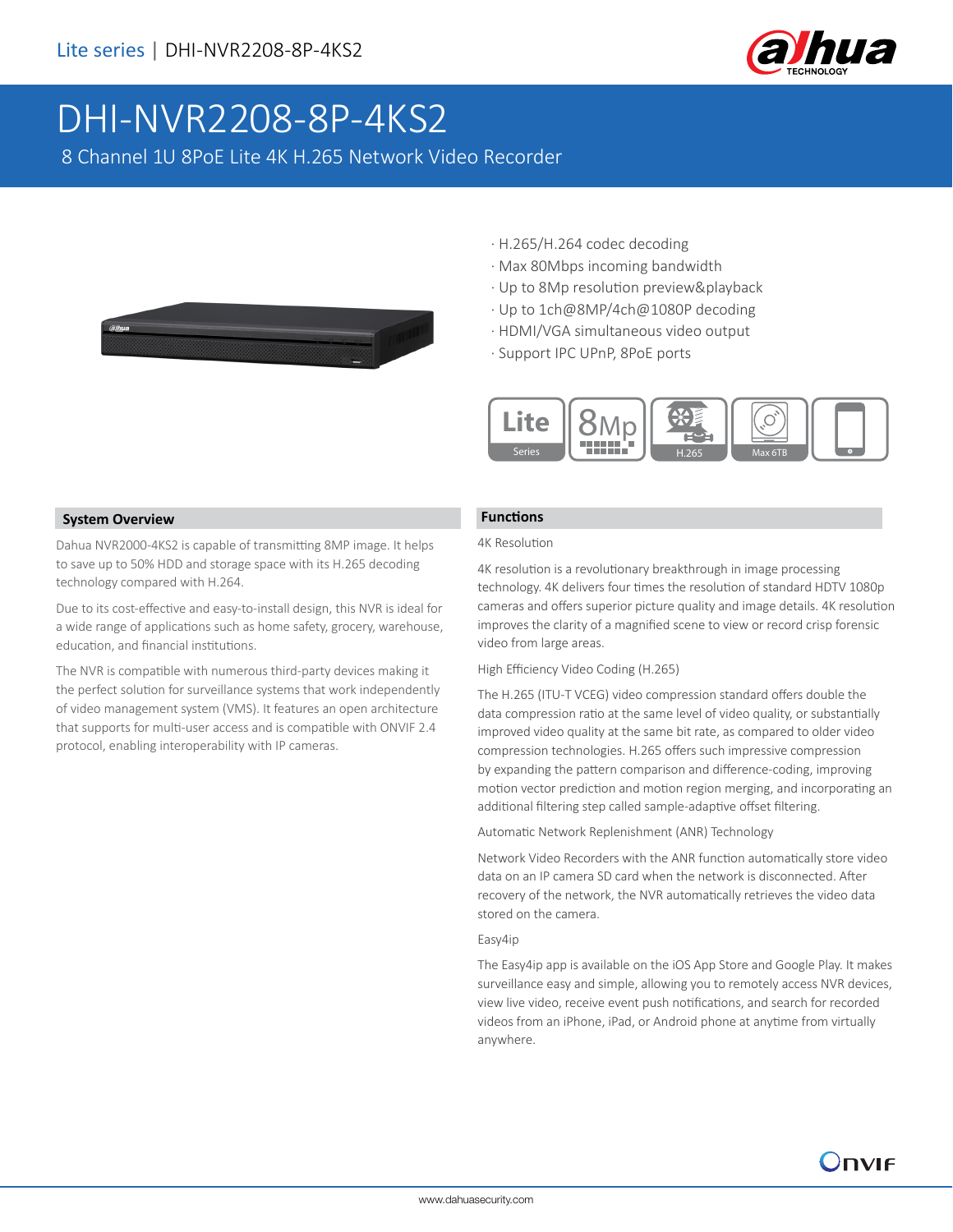Lite series | DHI-NVR2208-8P-4KS2

# DHI-NVR2208-8P-4KS2

8 Channel 1U 8PoE Lite 4K H.265 Network Video Recorder

- H.265/H.264 codec decoding
- Max 80Mbps incoming bandwidth
- Up to 8Mp resolution preview&playback
- Up to 1ch@8MP/4ch@1080P decoding
- HDMI/VGA simultaneous video output
- Support IPC UPnP, 8PoE ports

Lite Series | 8Mp | H.265 | Max 6TB

## System Overview

Dahua NVR2000-4KS2 is capable of transmitting 8MP image. It helps to save up to 50% HDD and storage space with its H.265 decoding technology compared with H.264.

Due to its cost-effective and easy-to-install design, this NVR is ideal for a wide range of applications such as home safety, grocery, warehouse, education, and financial institutions.

The NVR is compatible with numerous third-party devices making it the perfect solution for surveillance systems that work independently of video management system (VMS). It features an open architecture that supports for multi-user access and is compatible with ONVIF 2.4 protocol, enabling interoperability with IP cameras.

## Functions

4K Resolution

4K resolution is a revolutionary breakthrough in image processing technology. 4K delivers four times the resolution of standard HDTV 1080p cameras and offers superior picture quality and image details. 4K resolution improves the clarity of a magnified scene to view or record crisp forensic video from large areas.

High Efficiency Video Coding (H.265)

The H.265 (ITU-T VCEG) video compression standard offers double the data compression ratio at the same level of video quality, or substantially improved video quality at the same bit rate, as compared to older video compression technologies. H.265 offers such impressive compression by expanding the pattern comparison and difference-coding, improving motion vector prediction and motion region merging, and incorporating an additional filtering step called sample-adaptive offset filtering.

Automatic Network Replenishment (ANR) Technology

Network Video Recorders with the ANR function automatically store video data on an IP camera SD card when the network is disconnected. After recovery of the network, the NVR automatically retrieves the video data stored on the camera.

Easy4ip

The Easy4ip app is available on the iOS App Store and Google Play. It makes surveillance easy and simple, allowing you to remotely access NVR devices, view live video, receive event push notifications, and search for recorded videos from an iPhone, iPad, or Android phone at anytime from virtually anywhere.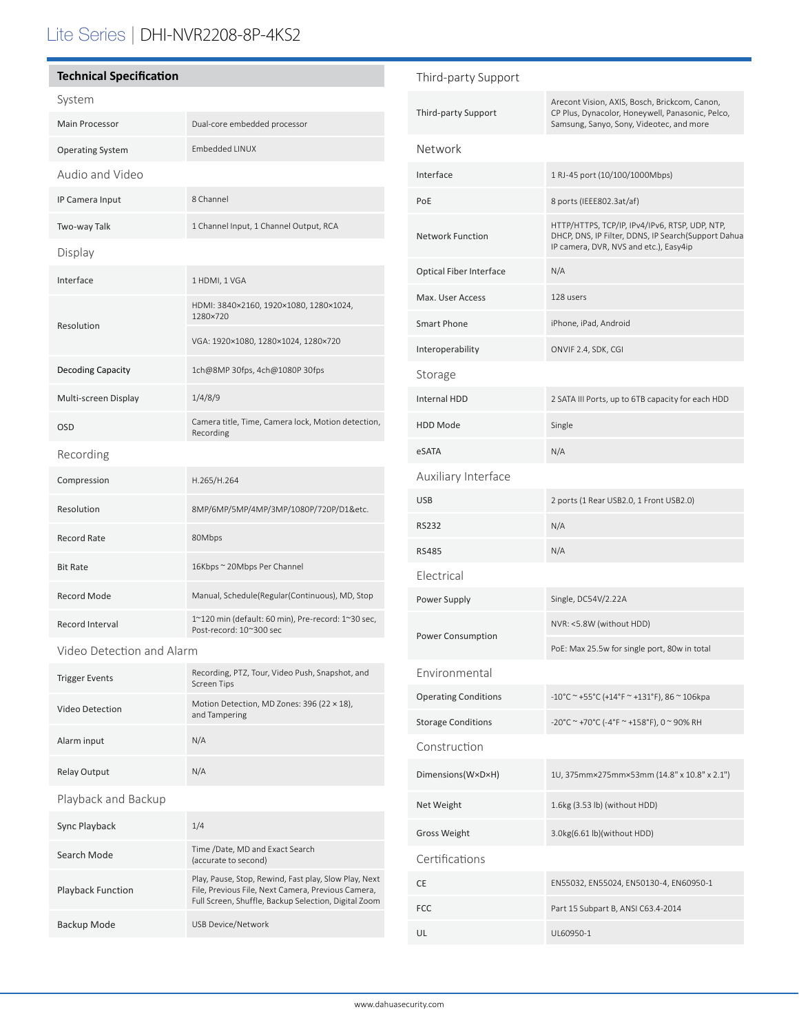# Lite Series | DHI-NVR2208-8P-4KS2

## Technical Specification

### System

| | |
|---|---|
| Main Processor | Dual-core embedded processor |
| Operating System | Embedded LINUX |

### Audio and Video

| | |
|---|---|
| IP Camera Input | 8 Channel |
| Two-way Talk | 1 Channel Input, 1 Channel Output, RCA |

### Display

| | |
|---|---|
| Interface | 1 HDMI, 1 VGA |
| Resolution | HDMI: 3840×2160, 1920×1080, 1280×1024, 1280×720 |
| | VGA: 1920×1080, 1280×1024, 1280×720 |
| Decoding Capacity | 1ch@8MP 30fps, 4ch@1080P 30fps |
| Multi-screen Display | 1/4/8/9 |
| OSD | Camera title, Time, Camera lock, Motion detection, Recording |

### Recording

| | |
|---|---|
| Compression | H.265/H.264 |
| Resolution | 8MP/6MP/5MP/4MP/3MP/1080P/720P/D1&etc. |
| Record Rate | 80Mbps |
| Bit Rate | 16Kbps ~ 20Mbps Per Channel |
| Record Mode | Manual, Schedule(Regular(Continuous), MD, Stop |
| Record Interval | 1~120 min (default: 60 min), Pre-record: 1~30 sec, Post-record: 10~300 sec |

### Video Detection and Alarm

| | |
|---|---|
| Trigger Events | Recording, PTZ, Tour, Video Push, Snapshot, and Screen Tips |
| Video Detection | Motion Detection, MD Zones: 396 (22 × 18), and Tampering |
| Alarm input | N/A |
| Relay Output | N/A |

### Playback and Backup

| | |
|---|---|
| Sync Playback | 1/4 |
| Search Mode | Time /Date, MD and Exact Search (accurate to second) |
| Playback Function | Play, Pause, Stop, Rewind, Fast play, Slow Play, Next File, Previous File, Next Camera, Previous Camera, Full Screen, Shuffle, Backup Selection, Digital Zoom |
| Backup Mode | USB Device/Network |

### Third-party Support

| | |
|---|---|
| Third-party Support | Arecont Vision, AXIS, Bosch, Brickcom, Canon, CP Plus, Dynacolor, Honeywell, Panasonic, Pelco, Samsung, Sanyo, Sony, Videotec, and more |

### Network

| | |
|---|---|
| Interface | 1 RJ-45 port (10/100/1000Mbps) |
| PoE | 8 ports (IEEE802.3at/af) |
| Network Function | HTTP/HTTPS, TCP/IP, IPv4/IPv6, RTSP, UDP, NTP, DHCP, DNS, IP Filter, DDNS, IP Search(Support Dahua IP camera, DVR, NVS and etc.), Easy4ip |
| Optical Fiber Interface | N/A |
| Max. User Access | 128 users |
| Smart Phone | iPhone, iPad, Android |
| Interoperability | ONVIF 2.4, SDK, CGI |

### Storage

| | |
|---|---|
| Internal HDD | 2 SATA III Ports, up to 6TB capacity for each HDD |
| HDD Mode | Single |
| eSATA | N/A |

### Auxiliary Interface

| | |
|---|---|
| USB | 2 ports (1 Rear USB2.0, 1 Front USB2.0) |
| RS232 | N/A |
| RS485 | N/A |

### Electrical

| | |
|---|---|
| Power Supply | Single, DC54V/2.22A |
| Power Consumption | NVR: <5.8W (without HDD) |
| | PoE: Max 25.5w for single port, 80w in total |

### Environmental

| | |
|---|---|
| Operating Conditions | -10°C ~ +55°C (+14°F ~ +131°F), 86 ~ 106kpa |
| Storage Conditions | -20°C ~ +70°C (-4°F ~ +158°F), 0 ~ 90% RH |

### Construction

| | |
|---|---|
| Dimensions(W×D×H) | 1U, 375mm×275mm×53mm (14.8" x 10.8" x 2.1") |
| Net Weight | 1.6kg (3.53 lb) (without HDD) |
| Gross Weight | 3.0kg(6.61 lb)(without HDD) |

### Certifications

| | |
|---|---|
| CE | EN55032, EN55024, EN50130-4, EN60950-1 |
| FCC | Part 15 Subpart B, ANSI C63.4-2014 |
| UL | UL60950-1 |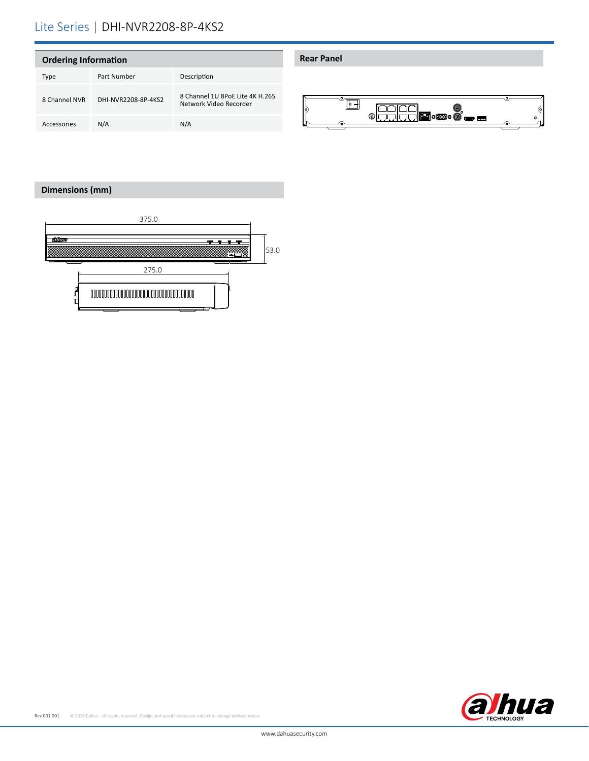## Ordering Information

| Type | Part Number | Description |
|---|---|---|
| 8 Channel NVR | DHI-NVR2208-8P-4KS2 | 8 Channel 1U 8PoE Lite 4K H.265 Network Video Recorder |
| Accessories | N/A | N/A |

## Rear Panel

## Dimensions (mm)

375.0

53.0

275.0